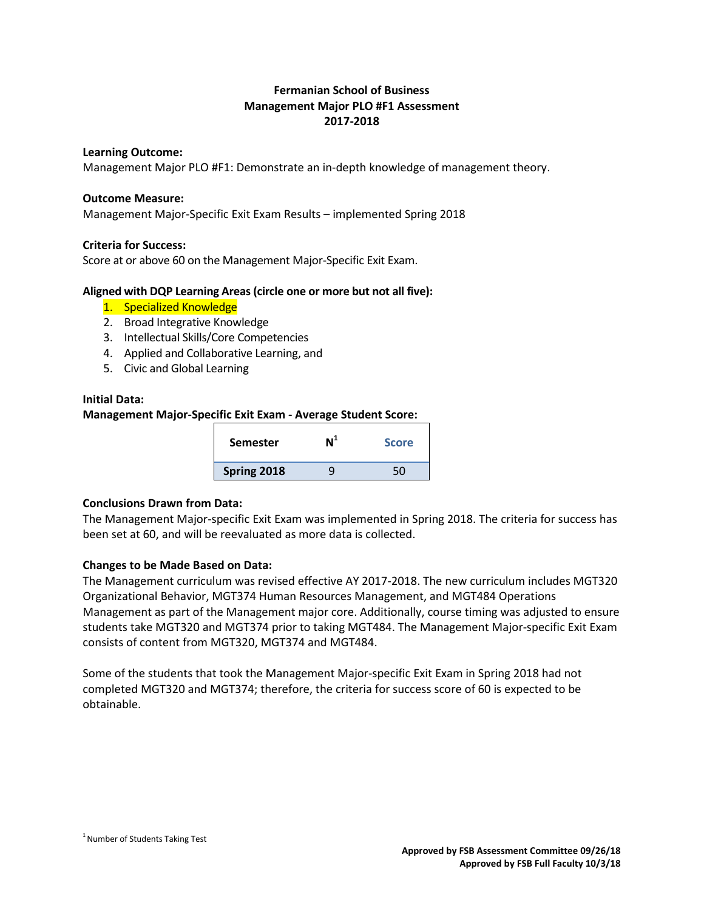**Fermanian School of Business**
**Management Major PLO #F1 Assessment**
**2017-2018**

**Learning Outcome:**
Management Major PLO #F1: Demonstrate an in-depth knowledge of management theory.

**Outcome Measure:**
Management Major-Specific Exit Exam Results – implemented Spring 2018

**Criteria for Success:**
Score at or above 60 on the Management Major-Specific Exit Exam.

**Aligned with DQP Learning Areas (circle one or more but not all five):**

1. Specialized Knowledge
2. Broad Integrative Knowledge
3. Intellectual Skills/Core Competencies
4. Applied and Collaborative Learning, and
5. Civic and Global Learning

**Initial Data:**
**Management Major-Specific Exit Exam - Average Student Score:**

| Semester | N[1] | Score |
|---|---|---|
| **Spring 2018** | 9 | 50 |

**Conclusions Drawn from Data:**
The Management Major-specific Exit Exam was implemented in Spring 2018. The criteria for success has been set at 60, and will be reevaluated as more data is collected.

**Changes to be Made Based on Data:**
The Management curriculum was revised effective AY 2017-2018. The new curriculum includes MGT320 Organizational Behavior, MGT374 Human Resources Management, and MGT484 Operations Management as part of the Management major core. Additionally, course timing was adjusted to ensure students take MGT320 and MGT374 prior to taking MGT484. The Management Major-specific Exit Exam consists of content from MGT320, MGT374 and MGT484.

Some of the students that took the Management Major-specific Exit Exam in Spring 2018 had not completed MGT320 and MGT374; therefore, the criteria for success score of 60 is expected to be obtainable.

[1] Number of Students Taking Test

**Approved by FSB Assessment Committee 09/26/18**
**Approved by FSB Full Faculty 10/3/18**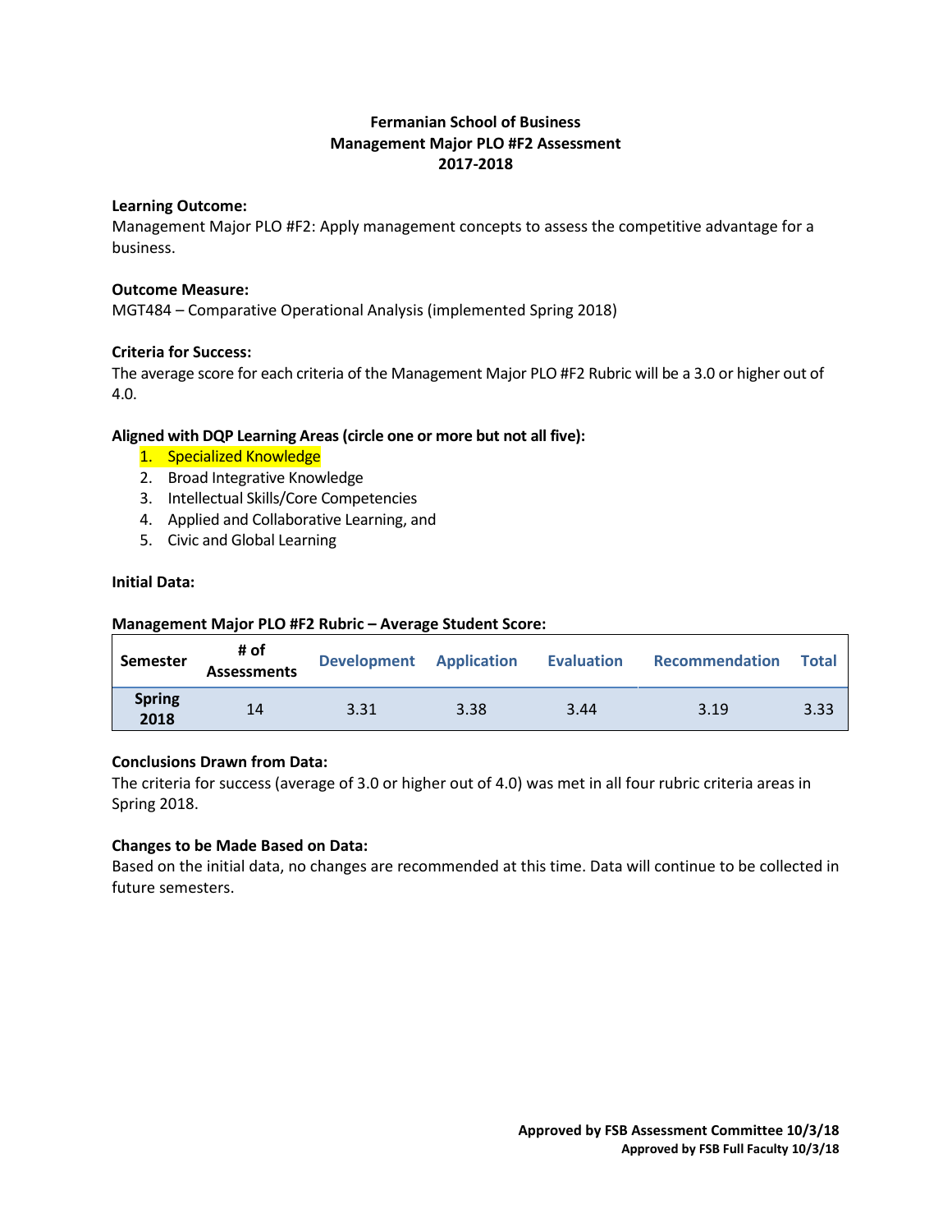**Fermanian School of Business**
**Management Major PLO #F2 Assessment**
**2017-2018**

**Learning Outcome:**
Management Major PLO #F2: Apply management concepts to assess the competitive advantage for a business.

**Outcome Measure:**
MGT484 – Comparative Operational Analysis (implemented Spring 2018)

**Criteria for Success:**
The average score for each criteria of the Management Major PLO #F2 Rubric will be a 3.0 or higher out of 4.0.

**Aligned with DQP Learning Areas (circle one or more but not all five):**

1. Specialized Knowledge
2. Broad Integrative Knowledge
3. Intellectual Skills/Core Competencies
4. Applied and Collaborative Learning, and
5. Civic and Global Learning

**Initial Data:**

**Management Major PLO #F2 Rubric – Average Student Score:**

| Semester | # of Assessments | Development | Application | Evaluation | Recommendation | Total |
|---|---|---|---|---|---|---|
| Spring 2018 | 14 | 3.31 | 3.38 | 3.44 | 3.19 | 3.33 |

**Conclusions Drawn from Data:**
The criteria for success (average of 3.0 or higher out of 4.0) was met in all four rubric criteria areas in Spring 2018.

**Changes to be Made Based on Data:**
Based on the initial data, no changes are recommended at this time. Data will continue to be collected in future semesters.

**Approved by FSB Assessment Committee 10/3/18**
**Approved by FSB Full Faculty 10/3/18**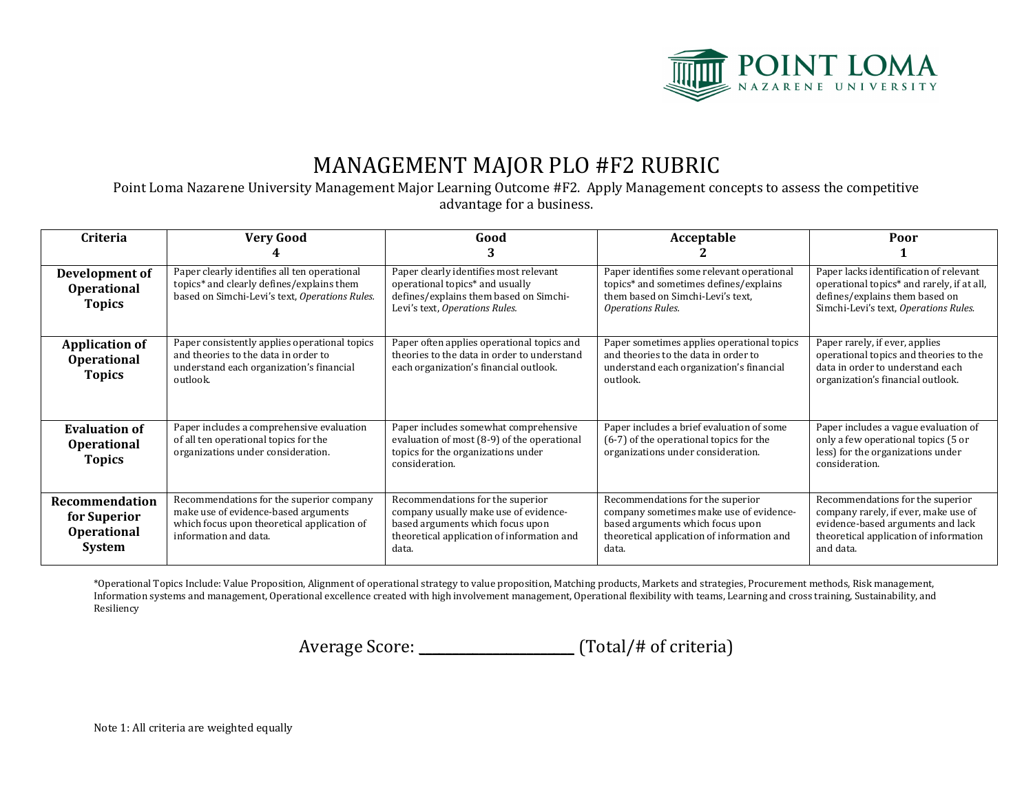# MANAGEMENT MAJOR PLO #F2 RUBRIC

Point Loma Nazarene University Management Major Learning Outcome #F2. Apply Management concepts to assess the competitive advantage for a business.

| Criteria | Very Good<br>4 | Good<br>3 | Acceptable<br>2 | Poor<br>1 |
|---|---|---|---|---|
| **Development of Operational Topics** | Paper clearly identifies all ten operational topics* and clearly defines/explains them based on Simchi-Levi's text, *Operations Rules.* | Paper clearly identifies most relevant operational topics* and usually defines/explains them based on Simchi-Levi's text, *Operations Rules.* | Paper identifies some relevant operational topics* and sometimes defines/explains them based on Simchi-Levi's text, *Operations Rules.* | Paper lacks identification of relevant operational topics* and rarely, if at all, defines/explains them based on Simchi-Levi's text, *Operations Rules.* |
| **Application of Operational Topics** | Paper consistently applies operational topics and theories to the data in order to understand each organization's financial outlook. | Paper often applies operational topics and theories to the data in order to understand each organization's financial outlook. | Paper sometimes applies operational topics and theories to the data in order to understand each organization's financial outlook. | Paper rarely, if ever, applies operational topics and theories to the data in order to understand each organization's financial outlook. |
| **Evaluation of Operational Topics** | Paper includes a comprehensive evaluation of all ten operational topics for the organizations under consideration. | Paper includes somewhat comprehensive evaluation of most (8-9) of the operational topics for the organizations under consideration. | Paper includes a brief evaluation of some (6-7) of the operational topics for the organizations under consideration. | Paper includes a vague evaluation of only a few operational topics (5 or less) for the organizations under consideration. |
| **Recommendation for Superior Operational System** | Recommendations for the superior company make use of evidence-based arguments which focus upon theoretical application of information and data. | Recommendations for the superior company usually make use of evidence-based arguments which focus upon theoretical application of information and data. | Recommendations for the superior company sometimes make use of evidence-based arguments which focus upon theoretical application of information and data. | Recommendations for the superior company rarely, if ever, make use of evidence-based arguments and lack theoretical application of information and data. |

*Operational Topics Include: Value Proposition, Alignment of operational strategy to value proposition, Matching products, Markets and strategies, Procurement methods, Risk management, Information systems and management, Operational excellence created with high involvement management, Operational flexibility with teams, Learning and cross training, Sustainability, and Resiliency

Average Score: ______________________ (Total/# of criteria)

Note 1: All criteria are weighted equally